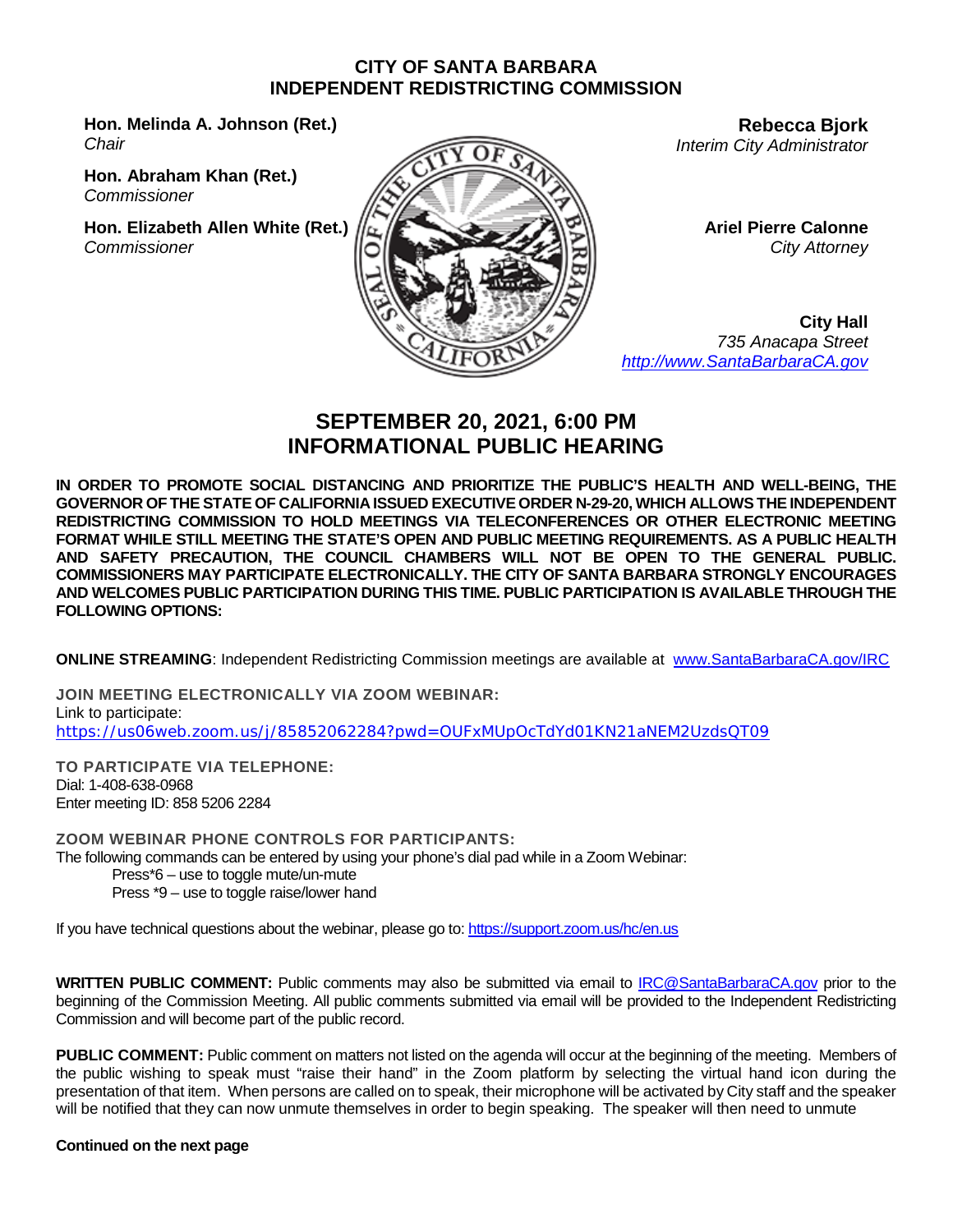# CITY OF SANTA BARBARA
# INDEPENDENT REDISTRICTING COMMISSION

**Hon. Melinda A. Johnson (Ret.)**
*Chair*

**Hon. Abraham Khan (Ret.)**
*Commissioner*

**Hon. Elizabeth Allen White (Ret.)**
*Commissioner*

**Rebecca Bjork**
*Interim City Administrator*

**Ariel Pierre Calonne**
*City Attorney*

**City Hall**
*735 Anacapa Street*
*http://www.SantaBarbaraCA.gov*

## SEPTEMBER 20, 2021, 6:00 PM
## INFORMATIONAL PUBLIC HEARING

**IN ORDER TO PROMOTE SOCIAL DISTANCING AND PRIORITIZE THE PUBLIC'S HEALTH AND WELL-BEING, THE GOVERNOR OF THE STATE OF CALIFORNIA ISSUED EXECUTIVE ORDER N-29-20, WHICH ALLOWS THE INDEPENDENT REDISTRICTING COMMISSION TO HOLD MEETINGS VIA TELECONFERENCES OR OTHER ELECTRONIC MEETING FORMAT WHILE STILL MEETING THE STATE'S OPEN AND PUBLIC MEETING REQUIREMENTS. AS A PUBLIC HEALTH AND SAFETY PRECAUTION, THE COUNCIL CHAMBERS WILL NOT BE OPEN TO THE GENERAL PUBLIC. COMMISSIONERS MAY PARTICIPATE ELECTRONICALLY. THE CITY OF SANTA BARBARA STRONGLY ENCOURAGES AND WELCOMES PUBLIC PARTICIPATION DURING THIS TIME. PUBLIC PARTICIPATION IS AVAILABLE THROUGH THE FOLLOWING OPTIONS:**

**ONLINE STREAMING**: Independent Redistricting Commission meetings are available at www.SantaBarbaraCA.gov/IRC

**JOIN MEETING ELECTRONICALLY VIA ZOOM WEBINAR:**
Link to participate:
https://us06web.zoom.us/j/85852062284?pwd=OUFxMUpOcTdYd01KN21aNEM2UzdsQT09

**TO PARTICIPATE VIA TELEPHONE:**
Dial: 1-408-638-0968
Enter meeting ID: 858 5206 2284

**ZOOM WEBINAR PHONE CONTROLS FOR PARTICIPANTS:**
The following commands can be entered by using your phone's dial pad while in a Zoom Webinar:

Press*6 – use to toggle mute/un-mute
Press *9 – use to toggle raise/lower hand

If you have technical questions about the webinar, please go to: https://support.zoom.us/hc/en.us

**WRITTEN PUBLIC COMMENT:** Public comments may also be submitted via email to IRC@SantaBarbaraCA.gov prior to the beginning of the Commission Meeting. All public comments submitted via email will be provided to the Independent Redistricting Commission and will become part of the public record.

**PUBLIC COMMENT:** Public comment on matters not listed on the agenda will occur at the beginning of the meeting. Members of the public wishing to speak must "raise their hand" in the Zoom platform by selecting the virtual hand icon during the presentation of that item. When persons are called on to speak, their microphone will be activated by City staff and the speaker will be notified that they can now unmute themselves in order to begin speaking. The speaker will then need to unmute

**Continued on the next page**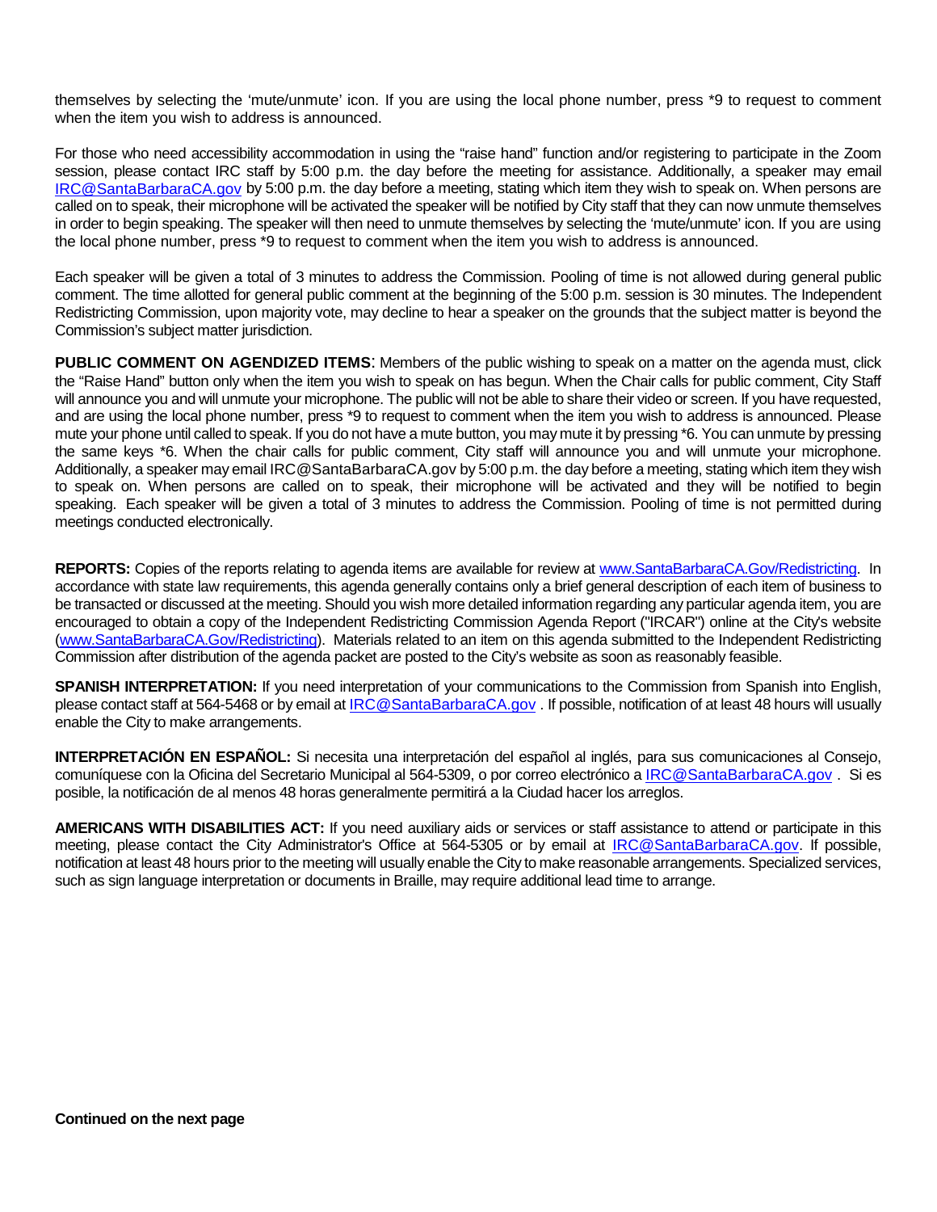themselves by selecting the 'mute/unmute' icon. If you are using the local phone number, press *9 to request to comment when the item you wish to address is announced.

For those who need accessibility accommodation in using the "raise hand" function and/or registering to participate in the Zoom session, please contact IRC staff by 5:00 p.m. the day before the meeting for assistance. Additionally, a speaker may email IRC@SantaBarbaraCA.gov by 5:00 p.m. the day before a meeting, stating which item they wish to speak on. When persons are called on to speak, their microphone will be activated the speaker will be notified by City staff that they can now unmute themselves in order to begin speaking. The speaker will then need to unmute themselves by selecting the 'mute/unmute' icon. If you are using the local phone number, press *9 to request to comment when the item you wish to address is announced.

Each speaker will be given a total of 3 minutes to address the Commission. Pooling of time is not allowed during general public comment. The time allotted for general public comment at the beginning of the 5:00 p.m. session is 30 minutes. The Independent Redistricting Commission, upon majority vote, may decline to hear a speaker on the grounds that the subject matter is beyond the Commission's subject matter jurisdiction.

**PUBLIC COMMENT ON AGENDIZED ITEMS**: Members of the public wishing to speak on a matter on the agenda must, click the "Raise Hand" button only when the item you wish to speak on has begun. When the Chair calls for public comment, City Staff will announce you and will unmute your microphone. The public will not be able to share their video or screen. If you have requested, and are using the local phone number, press *9 to request to comment when the item you wish to address is announced. Please mute your phone until called to speak. If you do not have a mute button, you may mute it by pressing *6. You can unmute by pressing the same keys *6. When the chair calls for public comment, City staff will announce you and will unmute your microphone. Additionally, a speaker may email IRC@SantaBarbaraCA.gov by 5:00 p.m. the day before a meeting, stating which item they wish to speak on. When persons are called on to speak, their microphone will be activated and they will be notified to begin speaking. Each speaker will be given a total of 3 minutes to address the Commission. Pooling of time is not permitted during meetings conducted electronically.

**REPORTS:** Copies of the reports relating to agenda items are available for review at www.SantaBarbaraCA.Gov/Redistricting. In accordance with state law requirements, this agenda generally contains only a brief general description of each item of business to be transacted or discussed at the meeting. Should you wish more detailed information regarding any particular agenda item, you are encouraged to obtain a copy of the Independent Redistricting Commission Agenda Report ("IRCAR") online at the City's website (www.SantaBarbaraCA.Gov/Redistricting). Materials related to an item on this agenda submitted to the Independent Redistricting Commission after distribution of the agenda packet are posted to the City's website as soon as reasonably feasible.

**SPANISH INTERPRETATION:** If you need interpretation of your communications to the Commission from Spanish into English, please contact staff at 564-5468 or by email at IRC@SantaBarbaraCA.gov . If possible, notification of at least 48 hours will usually enable the City to make arrangements.

**INTERPRETACIÓN EN ESPAÑOL:** Si necesita una interpretación del español al inglés, para sus comunicaciones al Consejo, comuníquese con la Oficina del Secretario Municipal al 564-5309, o por correo electrónico a IRC@SantaBarbaraCA.gov . Si es posible, la notificación de al menos 48 horas generalmente permitirá a la Ciudad hacer los arreglos.

**AMERICANS WITH DISABILITIES ACT:** If you need auxiliary aids or services or staff assistance to attend or participate in this meeting, please contact the City Administrator's Office at 564-5305 or by email at IRC@SantaBarbaraCA.gov. If possible, notification at least 48 hours prior to the meeting will usually enable the City to make reasonable arrangements. Specialized services, such as sign language interpretation or documents in Braille, may require additional lead time to arrange.

**Continued on the next page**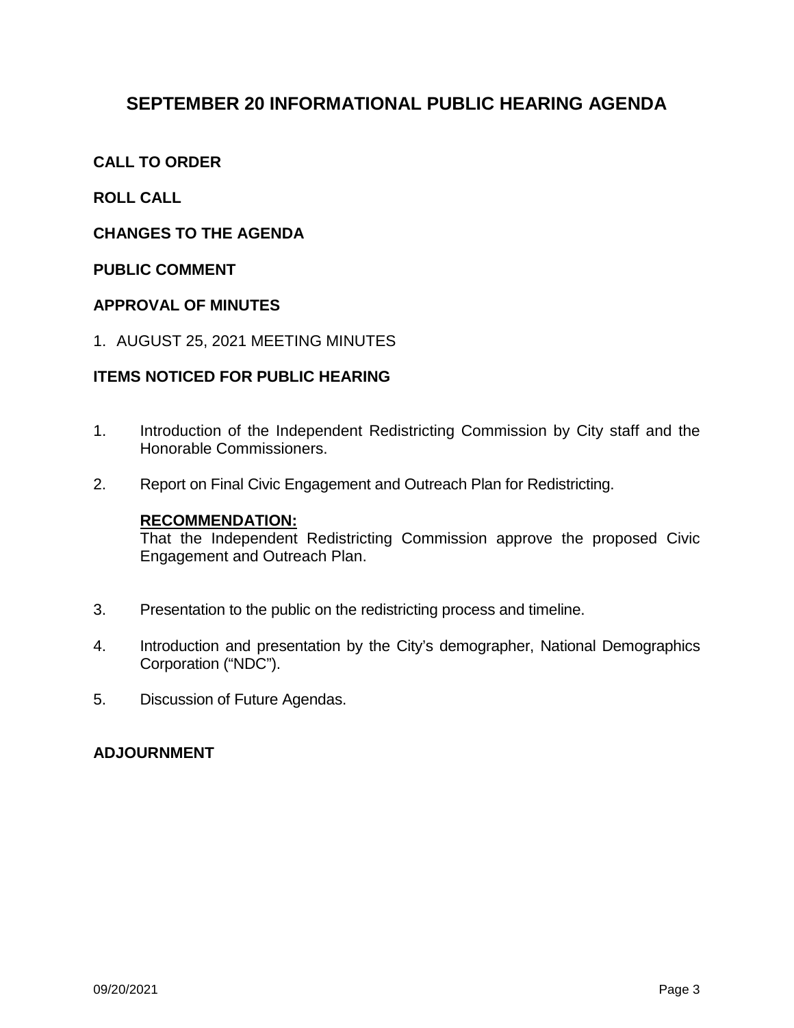# SEPTEMBER 20 INFORMATIONAL PUBLIC HEARING AGENDA

**CALL TO ORDER**

**ROLL CALL**

**CHANGES TO THE AGENDA**

**PUBLIC COMMENT**

**APPROVAL OF MINUTES**

1. AUGUST 25, 2021 MEETING MINUTES

**ITEMS NOTICED FOR PUBLIC HEARING**

1. Introduction of the Independent Redistricting Commission by City staff and the Honorable Commissioners.

2. Report on Final Civic Engagement and Outreach Plan for Redistricting.

   **RECOMMENDATION:**
   That the Independent Redistricting Commission approve the proposed Civic Engagement and Outreach Plan.

3. Presentation to the public on the redistricting process and timeline.

4. Introduction and presentation by the City's demographer, National Demographics Corporation ("NDC").

5. Discussion of Future Agendas.

**ADJOURNMENT**